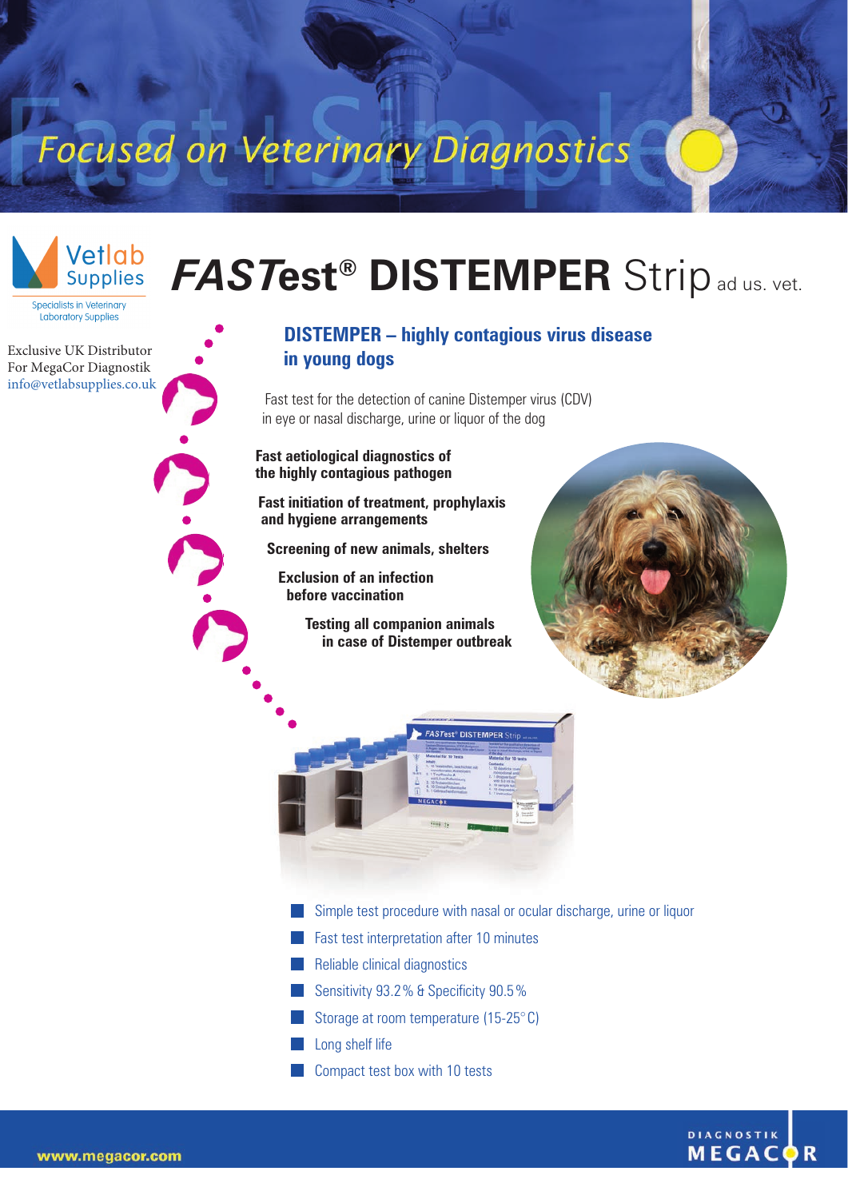Focused on Veterinary Diagnostics

Vetlab Supplies

Specialists in Veterinary Laboratory Supplies

Exclusive UK Distributor
For MegaCor Diagnostik
info@vetlabsupplies.co.uk

# *FASTest*® DISTEMPER Strip ad us. vet.

## DISTEMPER – highly contagious virus disease in young dogs

Fast test for the detection of canine Distemper virus (CDV) in eye or nasal discharge, urine or liquor of the dog

**Fast aetiological diagnostics of the highly contagious pathogen**

**Fast initiation of treatment, prophylaxis and hygiene arrangements**

**Screening of new animals, shelters**

**Exclusion of an infection before vaccination**

**Testing all companion animals in case of Distemper outbreak**

- Simple test procedure with nasal or ocular discharge, urine or liquor
- Fast test interpretation after 10 minutes
- Reliable clinical diagnostics
- Sensitivity 93.2 % & Specificity 90.5 %
- Storage at room temperature (15-25° C)
- Long shelf life
- Compact test box with 10 tests

www.megacor.com

DIAGNOSTIK MEGACOR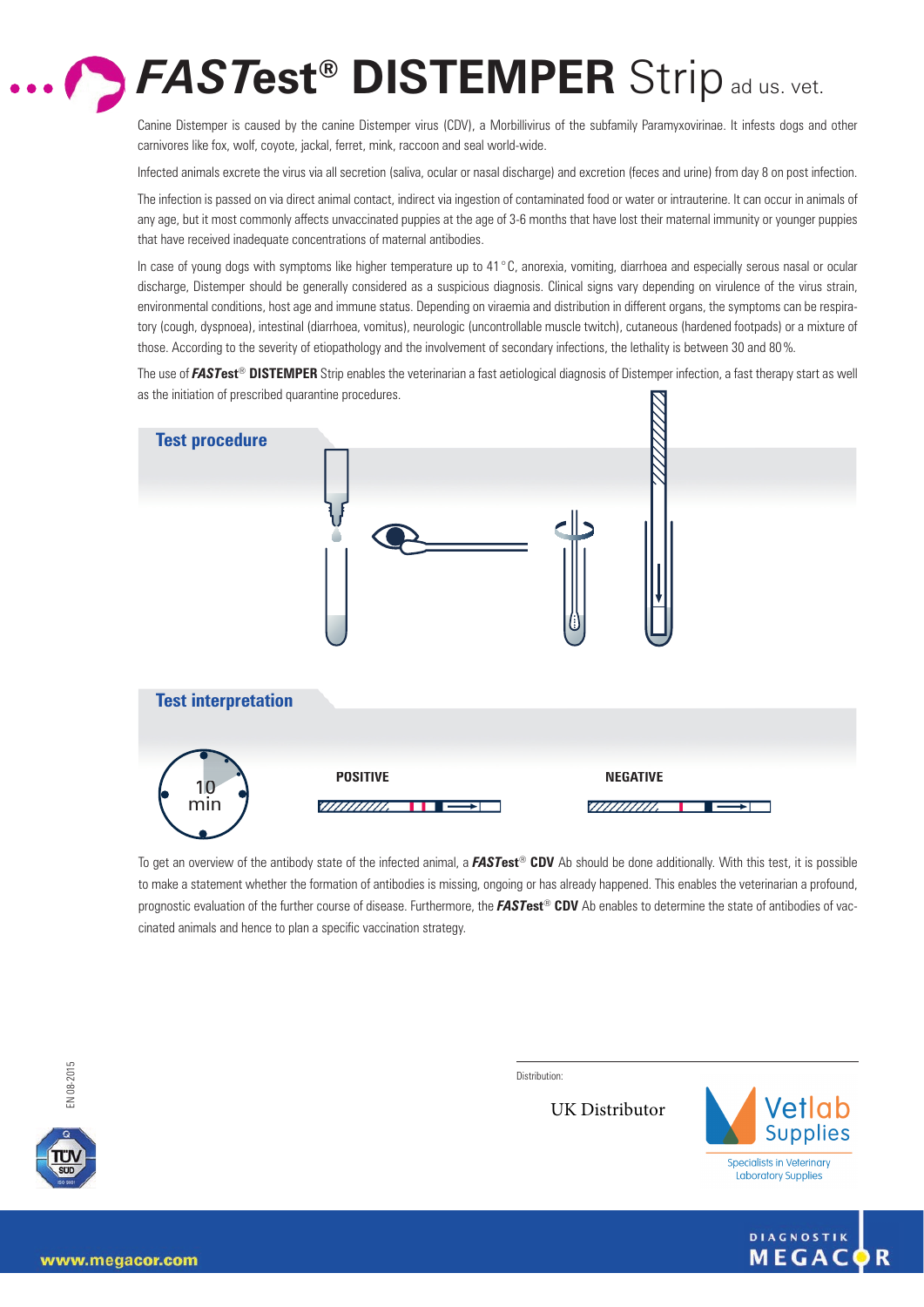# *FASTest*® DISTEMPER Strip ad us. vet.

Canine Distemper is caused by the canine Distemper virus (CDV), a Morbillivirus of the subfamily Paramyxovirinae. It infests dogs and other carnivores like fox, wolf, coyote, jackal, ferret, mink, raccoon and seal world-wide.

Infected animals excrete the virus via all secretion (saliva, ocular or nasal discharge) and excretion (feces and urine) from day 8 on post infection.

The infection is passed on via direct animal contact, indirect via ingestion of contaminated food or water or intrauterine. It can occur in animals of any age, but it most commonly affects unvaccinated puppies at the age of 3-6 months that have lost their maternal immunity or younger puppies that have received inadequate concentrations of maternal antibodies.

In case of young dogs with symptoms like higher temperature up to 41 °C, anorexia, vomiting, diarrhoea and especially serous nasal or ocular discharge, Distemper should be generally considered as a suspicious diagnosis. Clinical signs vary depending on virulence of the virus strain, environmental conditions, host age and immune status. Depending on viraemia and distribution in different organs, the symptoms can be respiratory (cough, dyspnoea), intestinal (diarrhoea, vomitus), neurologic (uncontrollable muscle twitch), cutaneous (hardened footpads) or a mixture of those. According to the severity of etiopathology and the involvement of secondary infections, the lethality is between 30 and 80 %.

The use of ***FAST*est**® **DISTEMPER** Strip enables the veterinarian a fast aetiological diagnosis of Distemper infection, a fast therapy start as well as the initiation of prescribed quarantine procedures.

## Test procedure

## Test interpretation

10 min

POSITIVE

NEGATIVE

To get an overview of the antibody state of the infected animal, a ***FAST*est**® **CDV** Ab should be done additionally. With this test, it is possible to make a statement whether the formation of antibodies is missing, ongoing or has already happened. This enables the veterinarian a profound, prognostic evaluation of the further course of disease. Furthermore, the ***FAST*est**® **CDV** Ab enables to determine the state of antibodies of vaccinated animals and hence to plan a specific vaccination strategy.

EN 08-2015

Distribution:

UK Distributor

Vetlab Supplies

Specialists in Veterinary Laboratory Supplies

www.megacor.com

DIAGNOSTIK MEGACOR